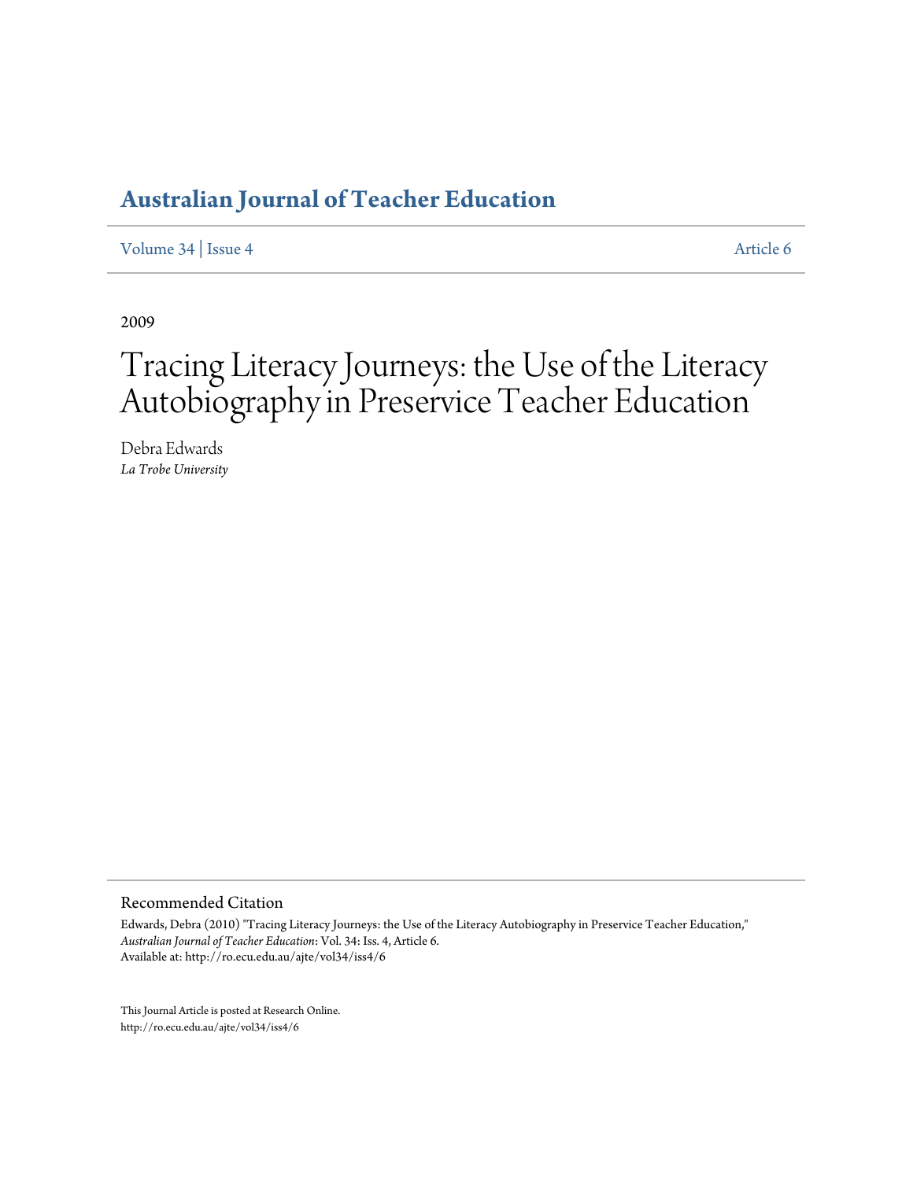# Australian Journal of Teacher Education

Volume 34 | Issue 4 Article 6

2009

# Tracing Literacy Journeys: the Use of the Literacy Autobiography in Preservice Teacher Education

Debra Edwards
*La Trobe University*

## Recommended Citation

Edwards, Debra (2010) "Tracing Literacy Journeys: the Use of the Literacy Autobiography in Preservice Teacher Education," *Australian Journal of Teacher Education*: Vol. 34: Iss. 4, Article 6.
Available at: http://ro.ecu.edu.au/ajte/vol34/iss4/6

This Journal Article is posted at Research Online.
http://ro.ecu.edu.au/ajte/vol34/iss4/6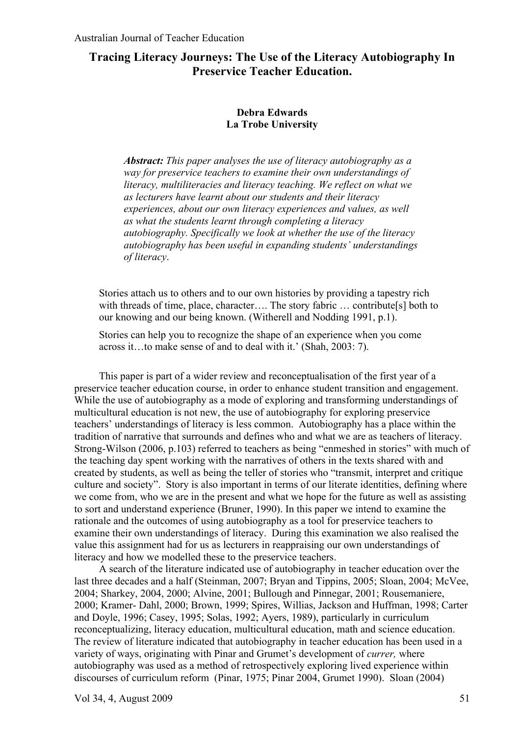# Tracing Literacy Journeys: The Use of the Literacy Autobiography In Preservice Teacher Education.

**Debra Edwards**
**La Trobe University**

> ***Abstract:*** *This paper analyses the use of literacy autobiography as a way for preservice teachers to examine their own understandings of literacy, multiliteracies and literacy teaching. We reflect on what we as lecturers have learnt about our students and their literacy experiences, about our own literacy experiences and values, as well as what the students learnt through completing a literacy autobiography. Specifically we look at whether the use of the literacy autobiography has been useful in expanding students' understandings of literacy*.

> Stories attach us to others and to our own histories by providing a tapestry rich with threads of time, place, character…. The story fabric … contribute[s] both to our knowing and our being known. (Witherell and Nodding 1991, p.1).

> Stories can help you to recognize the shape of an experience when you come across it…to make sense of and to deal with it.' (Shah, 2003: 7).

This paper is part of a wider review and reconceptualisation of the first year of a preservice teacher education course, in order to enhance student transition and engagement. While the use of autobiography as a mode of exploring and transforming understandings of multicultural education is not new, the use of autobiography for exploring preservice teachers' understandings of literacy is less common. Autobiography has a place within the tradition of narrative that surrounds and defines who and what we are as teachers of literacy. Strong-Wilson (2006, p.103) referred to teachers as being "enmeshed in stories" with much of the teaching day spent working with the narratives of others in the texts shared with and created by students, as well as being the teller of stories who "transmit, interpret and critique culture and society". Story is also important in terms of our literate identities, defining where we come from, who we are in the present and what we hope for the future as well as assisting to sort and understand experience (Bruner, 1990). In this paper we intend to examine the rationale and the outcomes of using autobiography as a tool for preservice teachers to examine their own understandings of literacy. During this examination we also realised the value this assignment had for us as lecturers in reappraising our own understandings of literacy and how we modelled these to the preservice teachers.

A search of the literature indicated use of autobiography in teacher education over the last three decades and a half (Steinman, 2007; Bryan and Tippins, 2005; Sloan, 2004; McVee, 2004; Sharkey, 2004, 2000; Alvine, 2001; Bullough and Pinnegar, 2001; Rousemaniere, 2000; Kramer- Dahl, 2000; Brown, 1999; Spires, Willias, Jackson and Huffman, 1998; Carter and Doyle, 1996; Casey, 1995; Solas, 1992; Ayers, 1989), particularly in curriculum reconceptualizing, literacy education, multicultural education, math and science education. The review of literature indicated that autobiography in teacher education has been used in a variety of ways, originating with Pinar and Grumet's development of *currer,* where autobiography was used as a method of retrospectively exploring lived experience within discourses of curriculum reform (Pinar, 1975; Pinar 2004, Grumet 1990). Sloan (2004)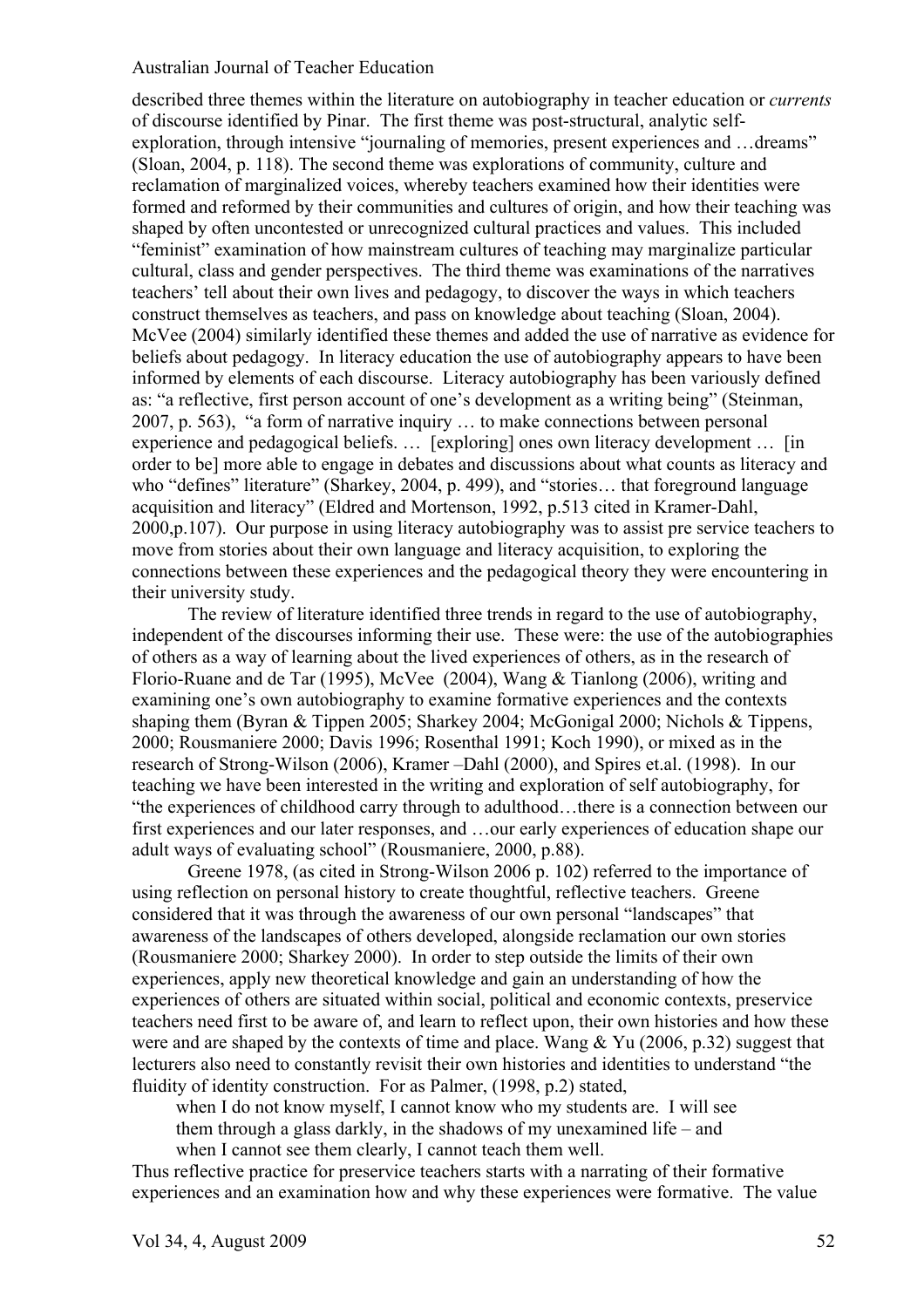described three themes within the literature on autobiography in teacher education or *currents* of discourse identified by Pinar. The first theme was post-structural, analytic self-exploration, through intensive "journaling of memories, present experiences and …dreams" (Sloan, 2004, p. 118). The second theme was explorations of community, culture and reclamation of marginalized voices, whereby teachers examined how their identities were formed and reformed by their communities and cultures of origin, and how their teaching was shaped by often uncontested or unrecognized cultural practices and values. This included "feminist" examination of how mainstream cultures of teaching may marginalize particular cultural, class and gender perspectives. The third theme was examinations of the narratives teachers' tell about their own lives and pedagogy, to discover the ways in which teachers construct themselves as teachers, and pass on knowledge about teaching (Sloan, 2004). McVee (2004) similarly identified these themes and added the use of narrative as evidence for beliefs about pedagogy. In literacy education the use of autobiography appears to have been informed by elements of each discourse. Literacy autobiography has been variously defined as: "a reflective, first person account of one's development as a writing being" (Steinman, 2007, p. 563), "a form of narrative inquiry … to make connections between personal experience and pedagogical beliefs. … [exploring] ones own literacy development … [in order to be] more able to engage in debates and discussions about what counts as literacy and who "defines" literature" (Sharkey, 2004, p. 499), and "stories… that foreground language acquisition and literacy" (Eldred and Mortenson, 1992, p.513 cited in Kramer-Dahl, 2000,p.107). Our purpose in using literacy autobiography was to assist pre service teachers to move from stories about their own language and literacy acquisition, to exploring the connections between these experiences and the pedagogical theory they were encountering in their university study.

The review of literature identified three trends in regard to the use of autobiography, independent of the discourses informing their use. These were: the use of the autobiographies of others as a way of learning about the lived experiences of others, as in the research of Florio-Ruane and de Tar (1995), McVee (2004), Wang & Tianlong (2006), writing and examining one's own autobiography to examine formative experiences and the contexts shaping them (Byran & Tippen 2005; Sharkey 2004; McGonigal 2000; Nichols & Tippens, 2000; Rousmaniere 2000; Davis 1996; Rosenthal 1991; Koch 1990), or mixed as in the research of Strong-Wilson (2006), Kramer –Dahl (2000), and Spires et.al. (1998). In our teaching we have been interested in the writing and exploration of self autobiography, for "the experiences of childhood carry through to adulthood…there is a connection between our first experiences and our later responses, and …our early experiences of education shape our adult ways of evaluating school" (Rousmaniere, 2000, p.88).

Greene 1978, (as cited in Strong-Wilson 2006 p. 102) referred to the importance of using reflection on personal history to create thoughtful, reflective teachers. Greene considered that it was through the awareness of our own personal "landscapes" that awareness of the landscapes of others developed, alongside reclamation our own stories (Rousmaniere 2000; Sharkey 2000). In order to step outside the limits of their own experiences, apply new theoretical knowledge and gain an understanding of how the experiences of others are situated within social, political and economic contexts, preservice teachers need first to be aware of, and learn to reflect upon, their own histories and how these were and are shaped by the contexts of time and place. Wang & Yu (2006, p.32) suggest that lecturers also need to constantly revisit their own histories and identities to understand "the fluidity of identity construction. For as Palmer, (1998, p.2) stated,

> when I do not know myself, I cannot know who my students are. I will see them through a glass darkly, in the shadows of my unexamined life – and when I cannot see them clearly, I cannot teach them well.

Thus reflective practice for preservice teachers starts with a narrating of their formative experiences and an examination how and why these experiences were formative. The value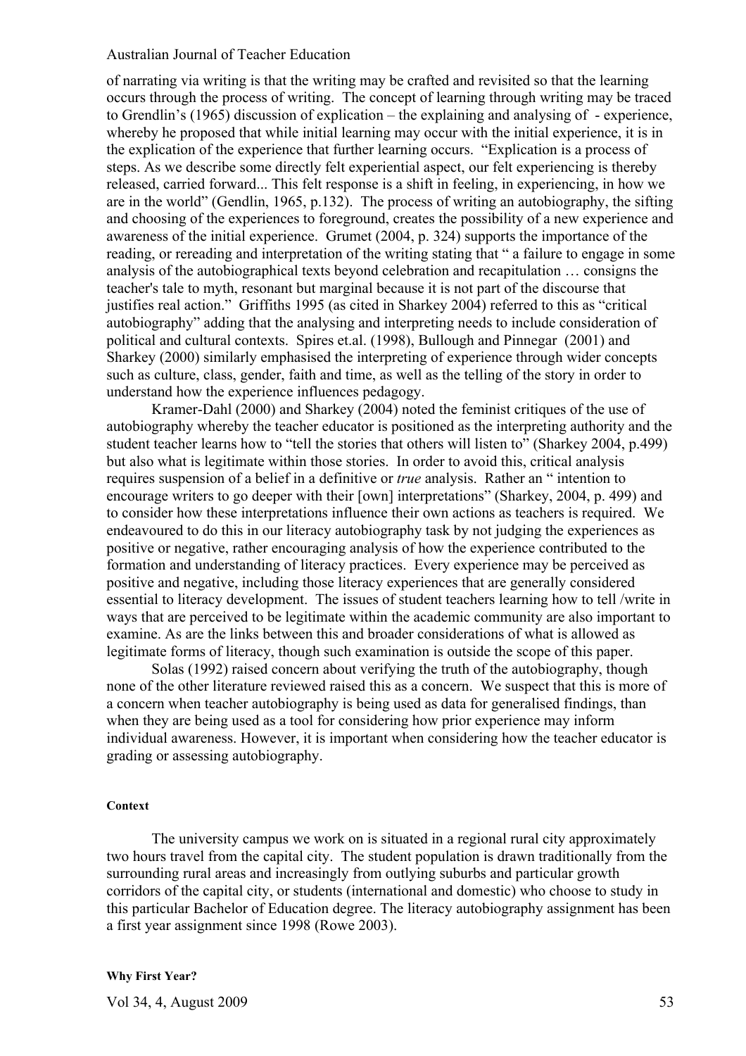of narrating via writing is that the writing may be crafted and revisited so that the learning occurs through the process of writing. The concept of learning through writing may be traced to Grendlin's (1965) discussion of explication – the explaining and analysing of - experience, whereby he proposed that while initial learning may occur with the initial experience, it is in the explication of the experience that further learning occurs. "Explication is a process of steps. As we describe some directly felt experiential aspect, our felt experiencing is thereby released, carried forward... This felt response is a shift in feeling, in experiencing, in how we are in the world" (Gendlin, 1965, p.132). The process of writing an autobiography, the sifting and choosing of the experiences to foreground, creates the possibility of a new experience and awareness of the initial experience. Grumet (2004, p. 324) supports the importance of the reading, or rereading and interpretation of the writing stating that " a failure to engage in some analysis of the autobiographical texts beyond celebration and recapitulation … consigns the teacher's tale to myth, resonant but marginal because it is not part of the discourse that justifies real action." Griffiths 1995 (as cited in Sharkey 2004) referred to this as "critical autobiography" adding that the analysing and interpreting needs to include consideration of political and cultural contexts. Spires et.al. (1998), Bullough and Pinnegar (2001) and Sharkey (2000) similarly emphasised the interpreting of experience through wider concepts such as culture, class, gender, faith and time, as well as the telling of the story in order to understand how the experience influences pedagogy.

Kramer-Dahl (2000) and Sharkey (2004) noted the feminist critiques of the use of autobiography whereby the teacher educator is positioned as the interpreting authority and the student teacher learns how to "tell the stories that others will listen to" (Sharkey 2004, p.499) but also what is legitimate within those stories. In order to avoid this, critical analysis requires suspension of a belief in a definitive or *true* analysis. Rather an " intention to encourage writers to go deeper with their [own] interpretations" (Sharkey, 2004, p. 499) and to consider how these interpretations influence their own actions as teachers is required. We endeavoured to do this in our literacy autobiography task by not judging the experiences as positive or negative, rather encouraging analysis of how the experience contributed to the formation and understanding of literacy practices. Every experience may be perceived as positive and negative, including those literacy experiences that are generally considered essential to literacy development. The issues of student teachers learning how to tell /write in ways that are perceived to be legitimate within the academic community are also important to examine. As are the links between this and broader considerations of what is allowed as legitimate forms of literacy, though such examination is outside the scope of this paper.

Solas (1992) raised concern about verifying the truth of the autobiography, though none of the other literature reviewed raised this as a concern. We suspect that this is more of a concern when teacher autobiography is being used as data for generalised findings, than when they are being used as a tool for considering how prior experience may inform individual awareness. However, it is important when considering how the teacher educator is grading or assessing autobiography.

#### Context

The university campus we work on is situated in a regional rural city approximately two hours travel from the capital city. The student population is drawn traditionally from the surrounding rural areas and increasingly from outlying suburbs and particular growth corridors of the capital city, or students (international and domestic) who choose to study in this particular Bachelor of Education degree. The literacy autobiography assignment has been a first year assignment since 1998 (Rowe 2003).

#### Why First Year?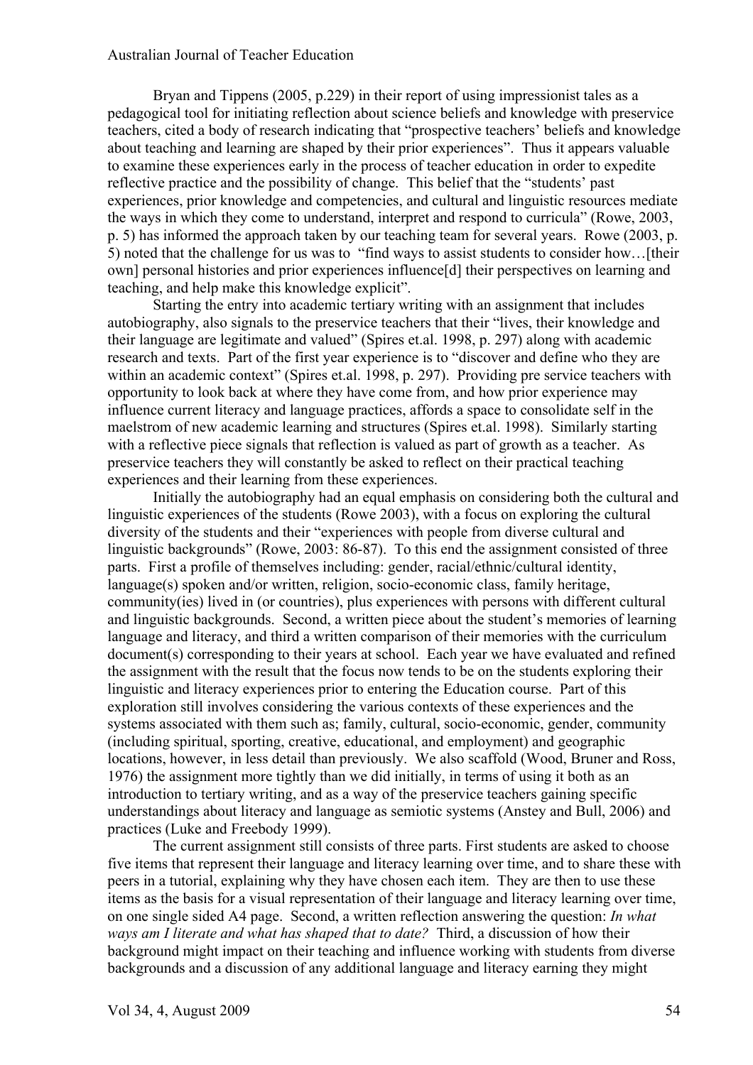Bryan and Tippens (2005, p.229) in their report of using impressionist tales as a pedagogical tool for initiating reflection about science beliefs and knowledge with preservice teachers, cited a body of research indicating that "prospective teachers' beliefs and knowledge about teaching and learning are shaped by their prior experiences". Thus it appears valuable to examine these experiences early in the process of teacher education in order to expedite reflective practice and the possibility of change. This belief that the "students' past experiences, prior knowledge and competencies, and cultural and linguistic resources mediate the ways in which they come to understand, interpret and respond to curricula" (Rowe, 2003, p. 5) has informed the approach taken by our teaching team for several years. Rowe (2003, p. 5) noted that the challenge for us was to "find ways to assist students to consider how…[their own] personal histories and prior experiences influence[d] their perspectives on learning and teaching, and help make this knowledge explicit".

Starting the entry into academic tertiary writing with an assignment that includes autobiography, also signals to the preservice teachers that their "lives, their knowledge and their language are legitimate and valued" (Spires et.al. 1998, p. 297) along with academic research and texts. Part of the first year experience is to "discover and define who they are within an academic context" (Spires et.al. 1998, p. 297). Providing pre service teachers with opportunity to look back at where they have come from, and how prior experience may influence current literacy and language practices, affords a space to consolidate self in the maelstrom of new academic learning and structures (Spires et.al. 1998). Similarly starting with a reflective piece signals that reflection is valued as part of growth as a teacher. As preservice teachers they will constantly be asked to reflect on their practical teaching experiences and their learning from these experiences.

Initially the autobiography had an equal emphasis on considering both the cultural and linguistic experiences of the students (Rowe 2003), with a focus on exploring the cultural diversity of the students and their "experiences with people from diverse cultural and linguistic backgrounds" (Rowe, 2003: 86-87). To this end the assignment consisted of three parts. First a profile of themselves including: gender, racial/ethnic/cultural identity, language(s) spoken and/or written, religion, socio-economic class, family heritage, community(ies) lived in (or countries), plus experiences with persons with different cultural and linguistic backgrounds. Second, a written piece about the student's memories of learning language and literacy, and third a written comparison of their memories with the curriculum document(s) corresponding to their years at school. Each year we have evaluated and refined the assignment with the result that the focus now tends to be on the students exploring their linguistic and literacy experiences prior to entering the Education course. Part of this exploration still involves considering the various contexts of these experiences and the systems associated with them such as; family, cultural, socio-economic, gender, community (including spiritual, sporting, creative, educational, and employment) and geographic locations, however, in less detail than previously. We also scaffold (Wood, Bruner and Ross, 1976) the assignment more tightly than we did initially, in terms of using it both as an introduction to tertiary writing, and as a way of the preservice teachers gaining specific understandings about literacy and language as semiotic systems (Anstey and Bull, 2006) and practices (Luke and Freebody 1999).

The current assignment still consists of three parts. First students are asked to choose five items that represent their language and literacy learning over time, and to share these with peers in a tutorial, explaining why they have chosen each item. They are then to use these items as the basis for a visual representation of their language and literacy learning over time, on one single sided A4 page. Second, a written reflection answering the question: *In what ways am I literate and what has shaped that to date?* Third, a discussion of how their background might impact on their teaching and influence working with students from diverse backgrounds and a discussion of any additional language and literacy earning they might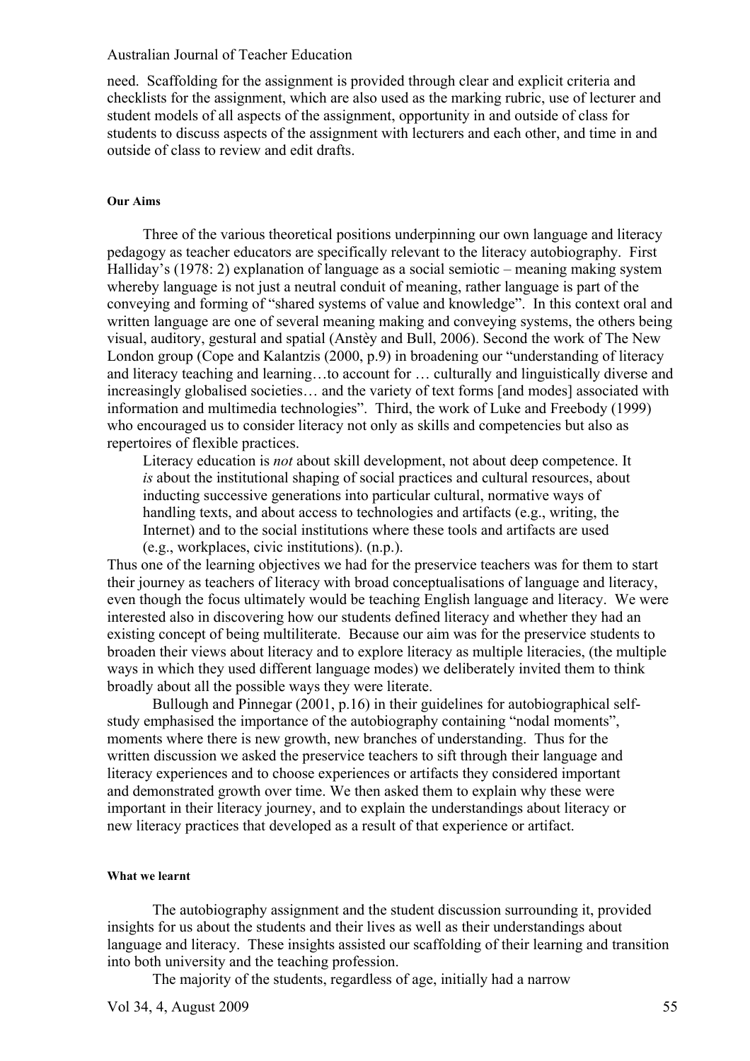need. Scaffolding for the assignment is provided through clear and explicit criteria and checklists for the assignment, which are also used as the marking rubric, use of lecturer and student models of all aspects of the assignment, opportunity in and outside of class for students to discuss aspects of the assignment with lecturers and each other, and time in and outside of class to review and edit drafts.

#### Our Aims

Three of the various theoretical positions underpinning our own language and literacy pedagogy as teacher educators are specifically relevant to the literacy autobiography. First Halliday's (1978: 2) explanation of language as a social semiotic – meaning making system whereby language is not just a neutral conduit of meaning, rather language is part of the conveying and forming of "shared systems of value and knowledge". In this context oral and written language are one of several meaning making and conveying systems, the others being visual, auditory, gestural and spatial (Anstèy and Bull, 2006). Second the work of The New London group (Cope and Kalantzis (2000, p.9) in broadening our "understanding of literacy and literacy teaching and learning…to account for … culturally and linguistically diverse and increasingly globalised societies… and the variety of text forms [and modes] associated with information and multimedia technologies". Third, the work of Luke and Freebody (1999) who encouraged us to consider literacy not only as skills and competencies but also as repertoires of flexible practices.

> Literacy education is *not* about skill development, not about deep competence. It *is* about the institutional shaping of social practices and cultural resources, about inducting successive generations into particular cultural, normative ways of handling texts, and about access to technologies and artifacts (e.g., writing, the Internet) and to the social institutions where these tools and artifacts are used (e.g., workplaces, civic institutions). (n.p.).

Thus one of the learning objectives we had for the preservice teachers was for them to start their journey as teachers of literacy with broad conceptualisations of language and literacy, even though the focus ultimately would be teaching English language and literacy. We were interested also in discovering how our students defined literacy and whether they had an existing concept of being multiliterate. Because our aim was for the preservice students to broaden their views about literacy and to explore literacy as multiple literacies, (the multiple ways in which they used different language modes) we deliberately invited them to think broadly about all the possible ways they were literate.

Bullough and Pinnegar (2001, p.16) in their guidelines for autobiographical self-study emphasised the importance of the autobiography containing "nodal moments", moments where there is new growth, new branches of understanding. Thus for the written discussion we asked the preservice teachers to sift through their language and literacy experiences and to choose experiences or artifacts they considered important and demonstrated growth over time. We then asked them to explain why these were important in their literacy journey, and to explain the understandings about literacy or new literacy practices that developed as a result of that experience or artifact.

#### What we learnt

The autobiography assignment and the student discussion surrounding it, provided insights for us about the students and their lives as well as their understandings about language and literacy. These insights assisted our scaffolding of their learning and transition into both university and the teaching profession.

The majority of the students, regardless of age, initially had a narrow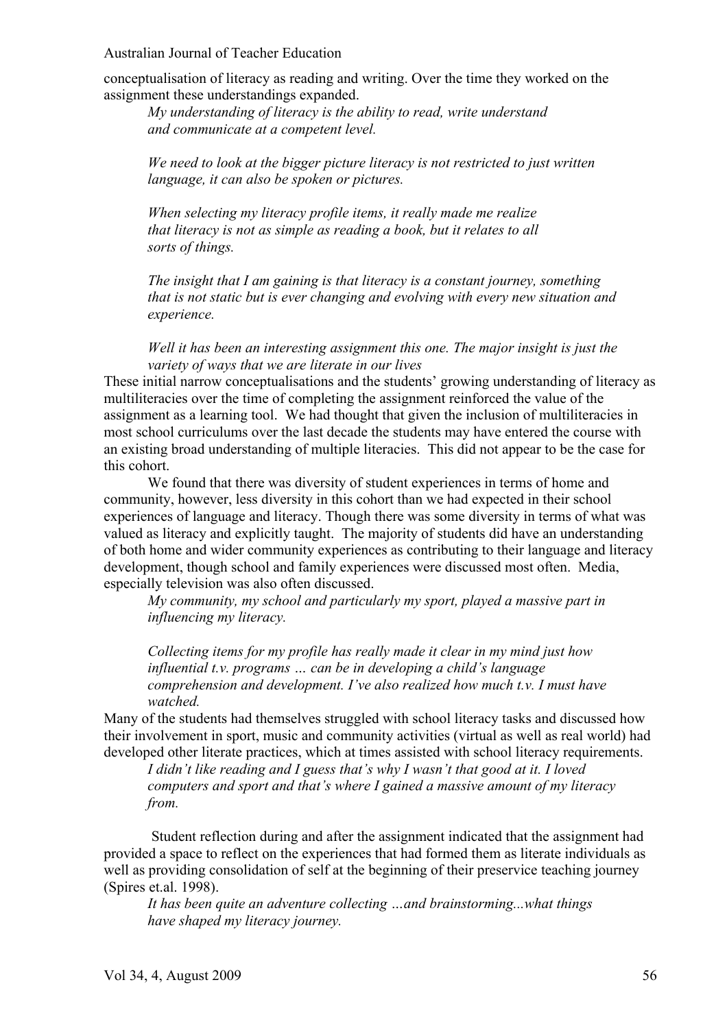conceptualisation of literacy as reading and writing. Over the time they worked on the assignment these understandings expanded.

> *My understanding of literacy is the ability to read, write understand and communicate at a competent level.*
>
> *We need to look at the bigger picture literacy is not restricted to just written language, it can also be spoken or pictures.*
>
> *When selecting my literacy profile items, it really made me realize that literacy is not as simple as reading a book, but it relates to all sorts of things.*
>
> *The insight that I am gaining is that literacy is a constant journey, something that is not static but is ever changing and evolving with every new situation and experience.*
>
> *Well it has been an interesting assignment this one. The major insight is just the variety of ways that we are literate in our lives*

These initial narrow conceptualisations and the students' growing understanding of literacy as multiliteracies over the time of completing the assignment reinforced the value of the assignment as a learning tool. We had thought that given the inclusion of multiliteracies in most school curriculums over the last decade the students may have entered the course with an existing broad understanding of multiple literacies. This did not appear to be the case for this cohort.

We found that there was diversity of student experiences in terms of home and community, however, less diversity in this cohort than we had expected in their school experiences of language and literacy. Though there was some diversity in terms of what was valued as literacy and explicitly taught. The majority of students did have an understanding of both home and wider community experiences as contributing to their language and literacy development, though school and family experiences were discussed most often. Media, especially television was also often discussed.

> *My community, my school and particularly my sport, played a massive part in influencing my literacy.*
>
> *Collecting items for my profile has really made it clear in my mind just how influential t.v. programs … can be in developing a child's language comprehension and development. I've also realized how much t.v. I must have watched.*

Many of the students had themselves struggled with school literacy tasks and discussed how their involvement in sport, music and community activities (virtual as well as real world) had developed other literate practices, which at times assisted with school literacy requirements.

> *I didn't like reading and I guess that's why I wasn't that good at it. I loved computers and sport and that's where I gained a massive amount of my literacy from.*

Student reflection during and after the assignment indicated that the assignment had provided a space to reflect on the experiences that had formed them as literate individuals as well as providing consolidation of self at the beginning of their preservice teaching journey (Spires et.al. 1998).

> *It has been quite an adventure collecting …and brainstorming...what things have shaped my literacy journey.*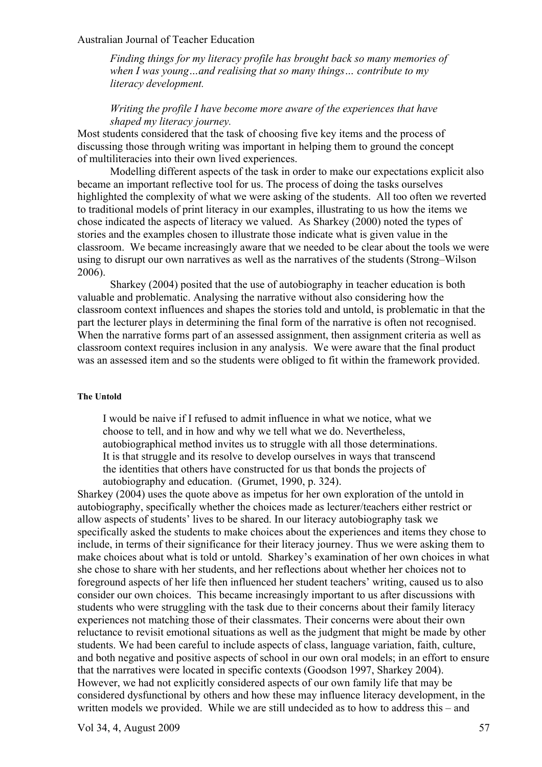*Finding things for my literacy profile has brought back so many memories of when I was young…and realising that so many things… contribute to my literacy development.*

*Writing the profile I have become more aware of the experiences that have shaped my literacy journey.*

Most students considered that the task of choosing five key items and the process of discussing those through writing was important in helping them to ground the concept of multiliteracies into their own lived experiences.

Modelling different aspects of the task in order to make our expectations explicit also became an important reflective tool for us. The process of doing the tasks ourselves highlighted the complexity of what we were asking of the students. All too often we reverted to traditional models of print literacy in our examples, illustrating to us how the items we chose indicated the aspects of literacy we valued. As Sharkey (2000) noted the types of stories and the examples chosen to illustrate those indicate what is given value in the classroom. We became increasingly aware that we needed to be clear about the tools we were using to disrupt our own narratives as well as the narratives of the students (Strong–Wilson 2006).

Sharkey (2004) posited that the use of autobiography in teacher education is both valuable and problematic. Analysing the narrative without also considering how the classroom context influences and shapes the stories told and untold, is problematic in that the part the lecturer plays in determining the final form of the narrative is often not recognised. When the narrative forms part of an assessed assignment, then assignment criteria as well as classroom context requires inclusion in any analysis. We were aware that the final product was an assessed item and so the students were obliged to fit within the framework provided.

#### The Untold

> I would be naive if I refused to admit influence in what we notice, what we choose to tell, and in how and why we tell what we do. Nevertheless, autobiographical method invites us to struggle with all those determinations. It is that struggle and its resolve to develop ourselves in ways that transcend the identities that others have constructed for us that bonds the projects of autobiography and education. (Grumet, 1990, p. 324).

Sharkey (2004) uses the quote above as impetus for her own exploration of the untold in autobiography, specifically whether the choices made as lecturer/teachers either restrict or allow aspects of students' lives to be shared. In our literacy autobiography task we specifically asked the students to make choices about the experiences and items they chose to include, in terms of their significance for their literacy journey. Thus we were asking them to make choices about what is told or untold. Sharkey's examination of her own choices in what she chose to share with her students, and her reflections about whether her choices not to foreground aspects of her life then influenced her student teachers' writing, caused us to also consider our own choices. This became increasingly important to us after discussions with students who were struggling with the task due to their concerns about their family literacy experiences not matching those of their classmates. Their concerns were about their own reluctance to revisit emotional situations as well as the judgment that might be made by other students. We had been careful to include aspects of class, language variation, faith, culture, and both negative and positive aspects of school in our own oral models; in an effort to ensure that the narratives were located in specific contexts (Goodson 1997, Sharkey 2004). However, we had not explicitly considered aspects of our own family life that may be considered dysfunctional by others and how these may influence literacy development, in the written models we provided. While we are still undecided as to how to address this – and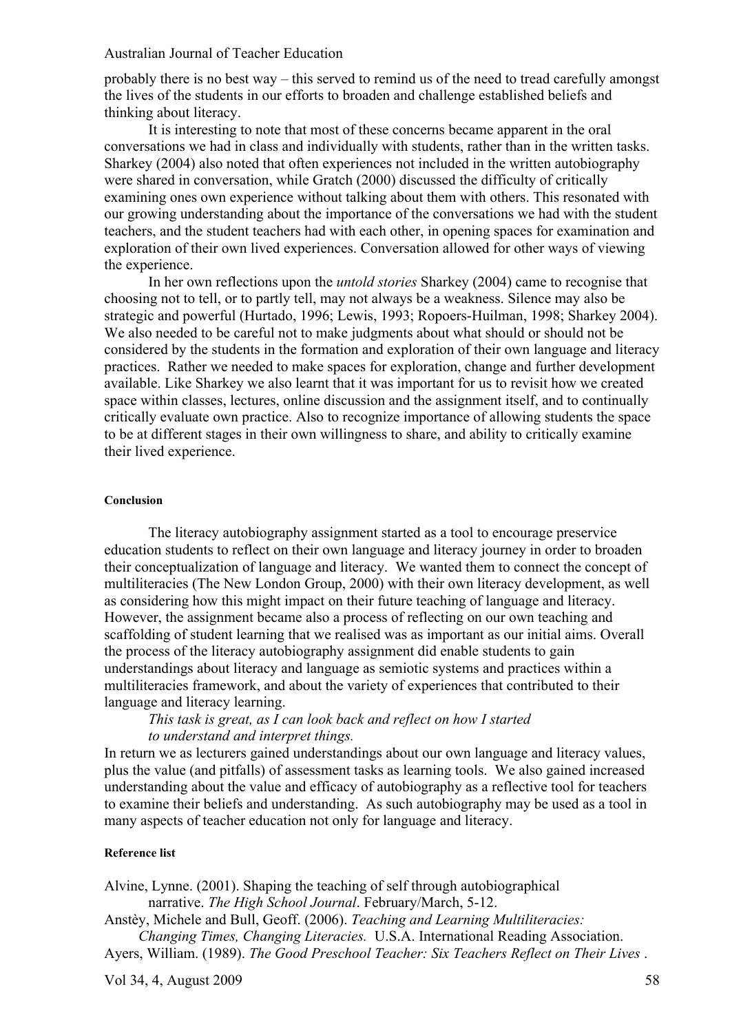probably there is no best way – this served to remind us of the need to tread carefully amongst the lives of the students in our efforts to broaden and challenge established beliefs and thinking about literacy.

It is interesting to note that most of these concerns became apparent in the oral conversations we had in class and individually with students, rather than in the written tasks. Sharkey (2004) also noted that often experiences not included in the written autobiography were shared in conversation, while Gratch (2000) discussed the difficulty of critically examining ones own experience without talking about them with others. This resonated with our growing understanding about the importance of the conversations we had with the student teachers, and the student teachers had with each other, in opening spaces for examination and exploration of their own lived experiences. Conversation allowed for other ways of viewing the experience.

In her own reflections upon the *untold stories* Sharkey (2004) came to recognise that choosing not to tell, or to partly tell, may not always be a weakness. Silence may also be strategic and powerful (Hurtado, 1996; Lewis, 1993; Ropoers-Huilman, 1998; Sharkey 2004). We also needed to be careful not to make judgments about what should or should not be considered by the students in the formation and exploration of their own language and literacy practices. Rather we needed to make spaces for exploration, change and further development available. Like Sharkey we also learnt that it was important for us to revisit how we created space within classes, lectures, online discussion and the assignment itself, and to continually critically evaluate own practice. Also to recognize importance of allowing students the space to be at different stages in their own willingness to share, and ability to critically examine their lived experience.

#### Conclusion

The literacy autobiography assignment started as a tool to encourage preservice education students to reflect on their own language and literacy journey in order to broaden their conceptualization of language and literacy. We wanted them to connect the concept of multiliteracies (The New London Group, 2000) with their own literacy development, as well as considering how this might impact on their future teaching of language and literacy. However, the assignment became also a process of reflecting on our own teaching and scaffolding of student learning that we realised was as important as our initial aims. Overall the process of the literacy autobiography assignment did enable students to gain understandings about literacy and language as semiotic systems and practices within a multiliteracies framework, and about the variety of experiences that contributed to their language and literacy learning.

> *This task is great, as I can look back and reflect on how I started to understand and interpret things.*

In return we as lecturers gained understandings about our own language and literacy values, plus the value (and pitfalls) of assessment tasks as learning tools. We also gained increased understanding about the value and efficacy of autobiography as a reflective tool for teachers to examine their beliefs and understanding. As such autobiography may be used as a tool in many aspects of teacher education not only for language and literacy.

#### Reference list

Alvine, Lynne. (2001). Shaping the teaching of self through autobiographical narrative. *The High School Journal*. February/March, 5-12.

Anstèy, Michele and Bull, Geoff. (2006). *Teaching and Learning Multiliteracies: Changing Times, Changing Literacies.* U.S.A. International Reading Association.

Ayers, William. (1989). *The Good Preschool Teacher: Six Teachers Reflect on Their Lives* .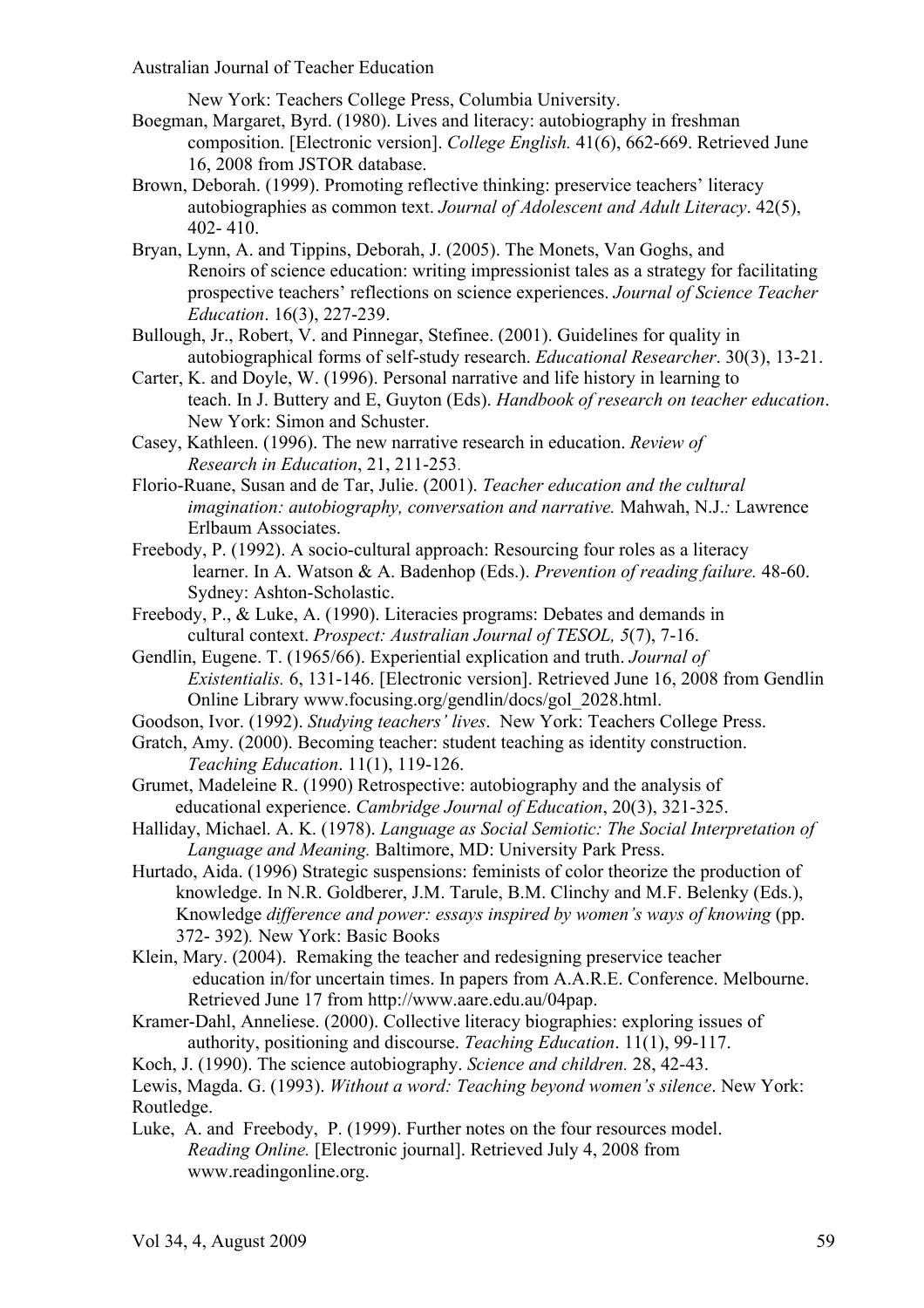New York: Teachers College Press, Columbia University.

Boegman, Margaret, Byrd. (1980). Lives and literacy: autobiography in freshman composition. [Electronic version]. *College English.* 41(6), 662-669. Retrieved June 16, 2008 from JSTOR database.

Brown, Deborah. (1999). Promoting reflective thinking: preservice teachers' literacy autobiographies as common text. *Journal of Adolescent and Adult Literacy*. 42(5), 402- 410.

Bryan, Lynn, A. and Tippins, Deborah, J. (2005). The Monets, Van Goghs, and Renoirs of science education: writing impressionist tales as a strategy for facilitating prospective teachers' reflections on science experiences. *Journal of Science Teacher Education*. 16(3), 227-239.

Bullough, Jr., Robert, V. and Pinnegar, Stefinee. (2001). Guidelines for quality in autobiographical forms of self-study research. *Educational Researcher*. 30(3), 13-21.

Carter, K. and Doyle, W. (1996). Personal narrative and life history in learning to teach. In J. Buttery and E, Guyton (Eds). *Handbook of research on teacher education*. New York: Simon and Schuster.

Casey, Kathleen. (1996). The new narrative research in education. *Review of Research in Education*, 21, 211-253.

Florio-Ruane, Susan and de Tar, Julie. (2001). *Teacher education and the cultural imagination: autobiography, conversation and narrative.* Mahwah, N.J.: Lawrence Erlbaum Associates.

Freebody, P. (1992). A socio-cultural approach: Resourcing four roles as a literacy learner. In A. Watson & A. Badenhop (Eds.). *Prevention of reading failure.* 48-60. Sydney: Ashton-Scholastic.

Freebody, P., & Luke, A. (1990). Literacies programs: Debates and demands in cultural context. *Prospect: Australian Journal of TESOL, 5*(7), 7-16.

Gendlin, Eugene. T. (1965/66). Experiential explication and truth. *Journal of Existentialis.* 6, 131-146. [Electronic version]. Retrieved June 16, 2008 from Gendlin Online Library www.focusing.org/gendlin/docs/gol_2028.html.

Goodson, Ivor. (1992). *Studying teachers' lives*. New York: Teachers College Press.

Gratch, Amy. (2000). Becoming teacher: student teaching as identity construction. *Teaching Education*. 11(1), 119-126.

Grumet, Madeleine R. (1990) Retrospective: autobiography and the analysis of educational experience. *Cambridge Journal of Education*, 20(3), 321-325.

Halliday, Michael. A. K. (1978). *Language as Social Semiotic: The Social Interpretation of Language and Meaning.* Baltimore, MD: University Park Press.

Hurtado, Aida. (1996) Strategic suspensions: feminists of color theorize the production of knowledge. In N.R. Goldberer, J.M. Tarule, B.M. Clinchy and M.F. Belenky (Eds.), Knowledge *difference and power: essays inspired by women's ways of knowing* (pp. 372- 392)*.* New York: Basic Books

Klein, Mary. (2004). Remaking the teacher and redesigning preservice teacher education in/for uncertain times. In papers from A.A.R.E. Conference. Melbourne. Retrieved June 17 from http://www.aare.edu.au/04pap.

Kramer-Dahl, Anneliese. (2000). Collective literacy biographies: exploring issues of authority, positioning and discourse. *Teaching Education*. 11(1), 99-117.

Koch, J. (1990). The science autobiography. *Science and children.* 28, 42-43.

Lewis, Magda. G. (1993). *Without a word: Teaching beyond women's silence*. New York: Routledge.

Luke, A. and Freebody, P. (1999). Further notes on the four resources model. *Reading Online.* [Electronic journal]. Retrieved July 4, 2008 from www.readingonline.org.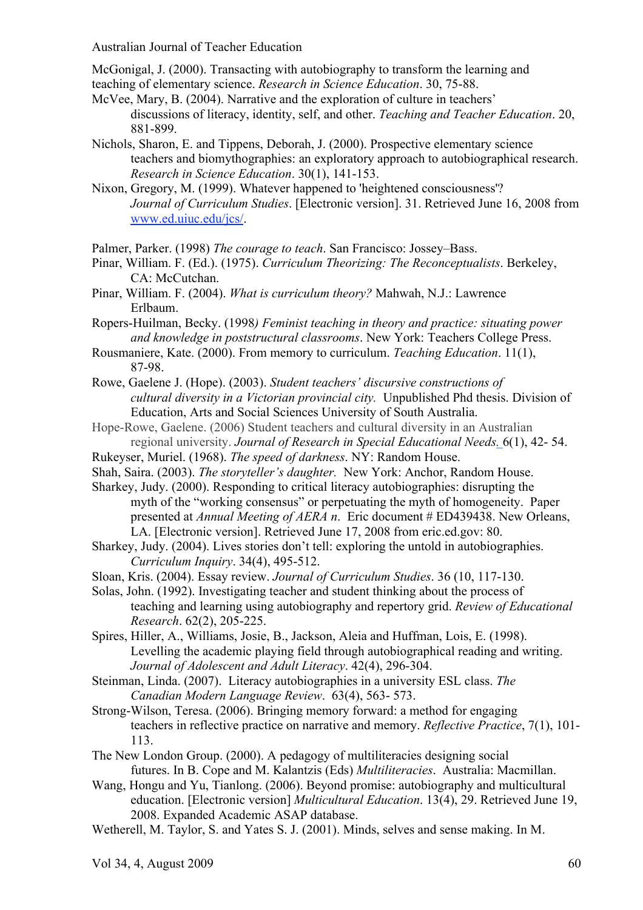McGonigal, J. (2000). Transacting with autobiography to transform the learning and teaching of elementary science. *Research in Science Education*. 30, 75-88.

McVee, Mary, B. (2004). Narrative and the exploration of culture in teachers' discussions of literacy, identity, self, and other. *Teaching and Teacher Education*. 20, 881-899.

Nichols, Sharon, E. and Tippens, Deborah, J. (2000). Prospective elementary science teachers and biomythographies: an exploratory approach to autobiographical research. *Research in Science Education*. 30(1), 141-153.

Nixon, Gregory, M. (1999). Whatever happened to 'heightened consciousness'? *Journal of Curriculum Studies*. [Electronic version]. 31. Retrieved June 16, 2008 from www.ed.uiuc.edu/jcs/.

Palmer, Parker. (1998) *The courage to teach*. San Francisco: Jossey–Bass.

Pinar, William. F. (Ed.). (1975). *Curriculum Theorizing: The Reconceptualists*. Berkeley, CA: McCutchan.

Pinar, William. F. (2004). *What is curriculum theory?* Mahwah, N.J.: Lawrence Erlbaum.

Ropers-Huilman, Becky. (1998*) Feminist teaching in theory and practice: situating power and knowledge in poststructural classrooms*. New York: Teachers College Press.

Rousmaniere, Kate. (2000). From memory to curriculum. *Teaching Education*. 11(1), 87-98.

Rowe, Gaelene J. (Hope). (2003). *Student teachers' discursive constructions of cultural diversity in a Victorian provincial city.* Unpublished Phd thesis. Division of Education, Arts and Social Sciences University of South Australia.

Hope-Rowe, Gaelene. (2006) Student teachers and cultural diversity in an Australian regional university. *Journal of Research in Special Educational Needs.* 6(1), 42- 54.

Rukeyser, Muriel. (1968). *The speed of darkness*. NY: Random House.

Shah, Saira. (2003). *The storyteller's daughter.* New York: Anchor, Random House.

Sharkey, Judy. (2000). Responding to critical literacy autobiographies: disrupting the myth of the "working consensus" or perpetuating the myth of homogeneity. Paper presented at *Annual Meeting of AERA n*. Eric document # ED439438. New Orleans, LA. [Electronic version]. Retrieved June 17, 2008 from eric.ed.gov: 80.

Sharkey, Judy. (2004). Lives stories don't tell: exploring the untold in autobiographies. *Curriculum Inquiry*. 34(4), 495-512.

Sloan, Kris. (2004). Essay review. *Journal of Curriculum Studies*. 36 (10, 117-130.

Solas, John. (1992). Investigating teacher and student thinking about the process of teaching and learning using autobiography and repertory grid. *Review of Educational Research*. 62(2), 205-225.

Spires, Hiller, A., Williams, Josie, B., Jackson, Aleia and Huffman, Lois, E. (1998). Levelling the academic playing field through autobiographical reading and writing. *Journal of Adolescent and Adult Literacy*. 42(4), 296-304.

Steinman, Linda. (2007). Literacy autobiographies in a university ESL class. *The Canadian Modern Language Review*. 63(4), 563- 573.

Strong-Wilson, Teresa. (2006). Bringing memory forward: a method for engaging teachers in reflective practice on narrative and memory. *Reflective Practice*, 7(1), 101-113.

The New London Group. (2000). A pedagogy of multiliteracies designing social futures. In B. Cope and M. Kalantzis (Eds) *Multiliteracies*. Australia: Macmillan.

Wang, Hongu and Yu, Tianlong. (2006). Beyond promise: autobiography and multicultural education. [Electronic version] *Multicultural Education*. 13(4), 29. Retrieved June 19, 2008. Expanded Academic ASAP database.

Wetherell, M. Taylor, S. and Yates S. J. (2001). Minds, selves and sense making. In M.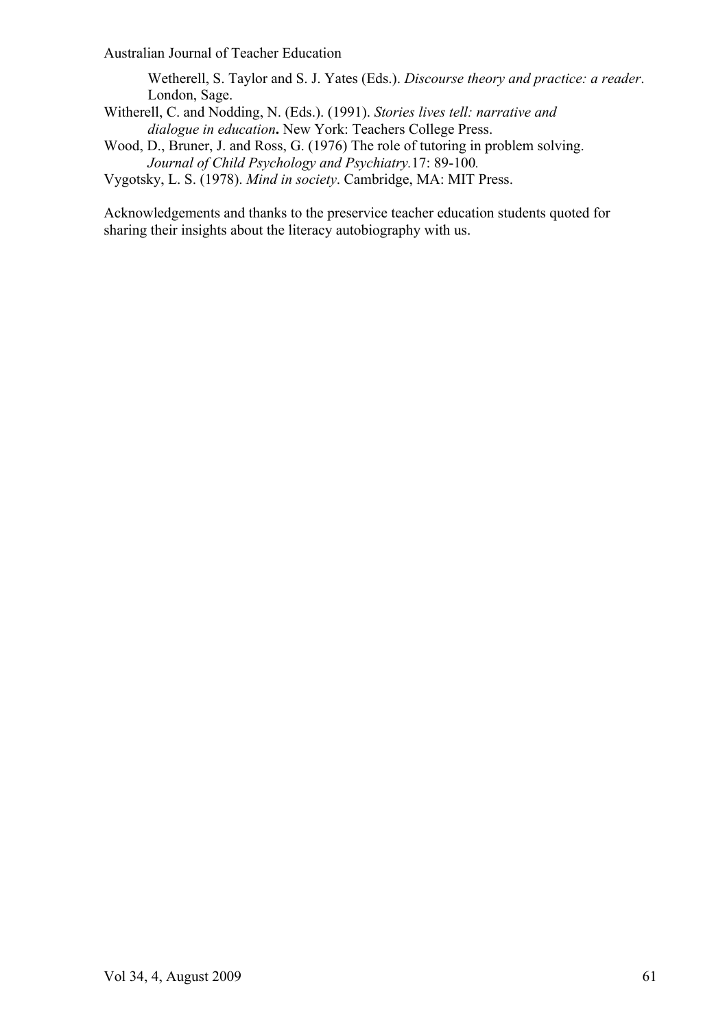Wetherell, S. Taylor and S. J. Yates (Eds.). *Discourse theory and practice: a reader*. London, Sage.

Witherell, C. and Nodding, N. (Eds.). (1991). *Stories lives tell: narrative and dialogue in education***.** New York: Teachers College Press.

Wood, D., Bruner, J. and Ross, G. (1976) The role of tutoring in problem solving. *Journal of Child Psychology and Psychiatry.*17: 89-100*.*

Vygotsky, L. S. (1978). *Mind in society*. Cambridge, MA: MIT Press.

Acknowledgements and thanks to the preservice teacher education students quoted for sharing their insights about the literacy autobiography with us.